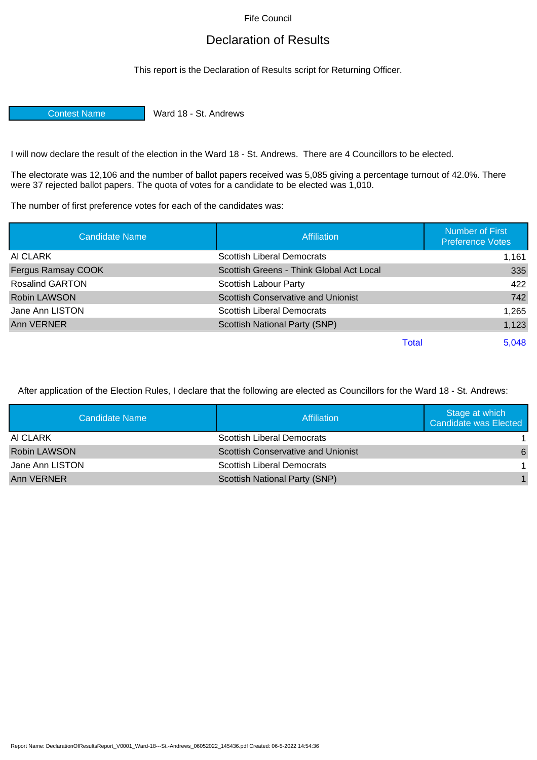Fife Council

# Declaration of Results

This report is the Declaration of Results script for Returning Officer.

| Contest Name | Ward 18 - St. Andrews |
|---|---|

I will now declare the result of the election in the Ward 18 - St. Andrews. There are 4 Councillors to be elected.

The electorate was 12,106 and the number of ballot papers received was 5,085 giving a percentage turnout of 42.0%. There were 37 rejected ballot papers. The quota of votes for a candidate to be elected was 1,010.

The number of first preference votes for each of the candidates was:

| Candidate Name | Affiliation | Number of First Preference Votes |
|---|---|---|
| Al CLARK | Scottish Liberal Democrats | 1,161 |
| Fergus Ramsay COOK | Scottish Greens - Think Global Act Local | 335 |
| Rosalind GARTON | Scottish Labour Party | 422 |
| Robin LAWSON | Scottish Conservative and Unionist | 742 |
| Jane Ann LISTON | Scottish Liberal Democrats | 1,265 |
| Ann VERNER | Scottish National Party (SNP) | 1,123 |
| | Total | 5,048 |

After application of the Election Rules, I declare that the following are elected as Councillors for the Ward 18 - St. Andrews:

| Candidate Name | Affiliation | Stage at which Candidate was Elected |
|---|---|---|
| Al CLARK | Scottish Liberal Democrats | 1 |
| Robin LAWSON | Scottish Conservative and Unionist | 6 |
| Jane Ann LISTON | Scottish Liberal Democrats | 1 |
| Ann VERNER | Scottish National Party (SNP) | 1 |

Report Name: DeclarationOfResultsReport_V0001_Ward-18---St.-Andrews_06052022_145436.pdf Created: 06-5-2022 14:54:36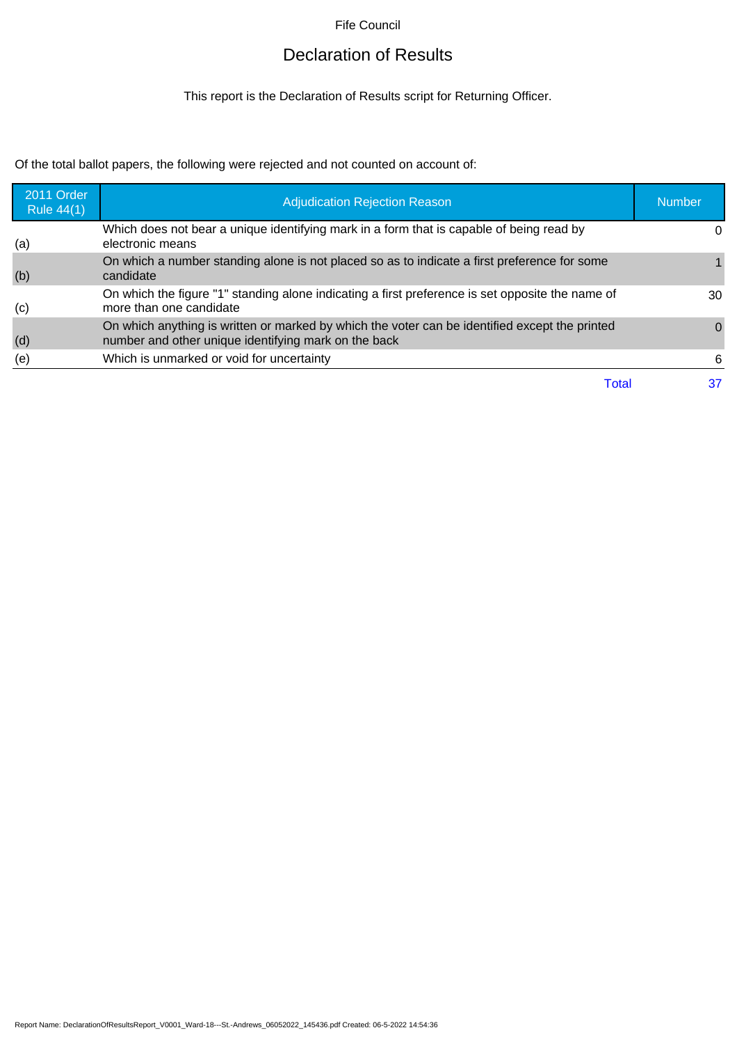Fife Council

# Declaration of Results

This report is the Declaration of Results script for Returning Officer.

Of the total ballot papers, the following were rejected and not counted on account of:

| 2011 Order Rule 44(1) | Adjudication Rejection Reason | Number |
|---|---|---|
| (a) | Which does not bear a unique identifying mark in a form that is capable of being read by electronic means | 0 |
| (b) | On which a number standing alone is not placed so as to indicate a first preference for some candidate | 1 |
| (c) | On which the figure "1" standing alone indicating a first preference is set opposite the name of more than one candidate | 30 |
| (d) | On which anything is written or marked by which the voter can be identified except the printed number and other unique identifying mark on the back | 0 |
| (e) | Which is unmarked or void for uncertainty | 6 |
| | Total | 37 |

Report Name: DeclarationOfResultsReport_V0001_Ward-18---St.-Andrews_06052022_145436.pdf Created: 06-5-2022 14:54:36